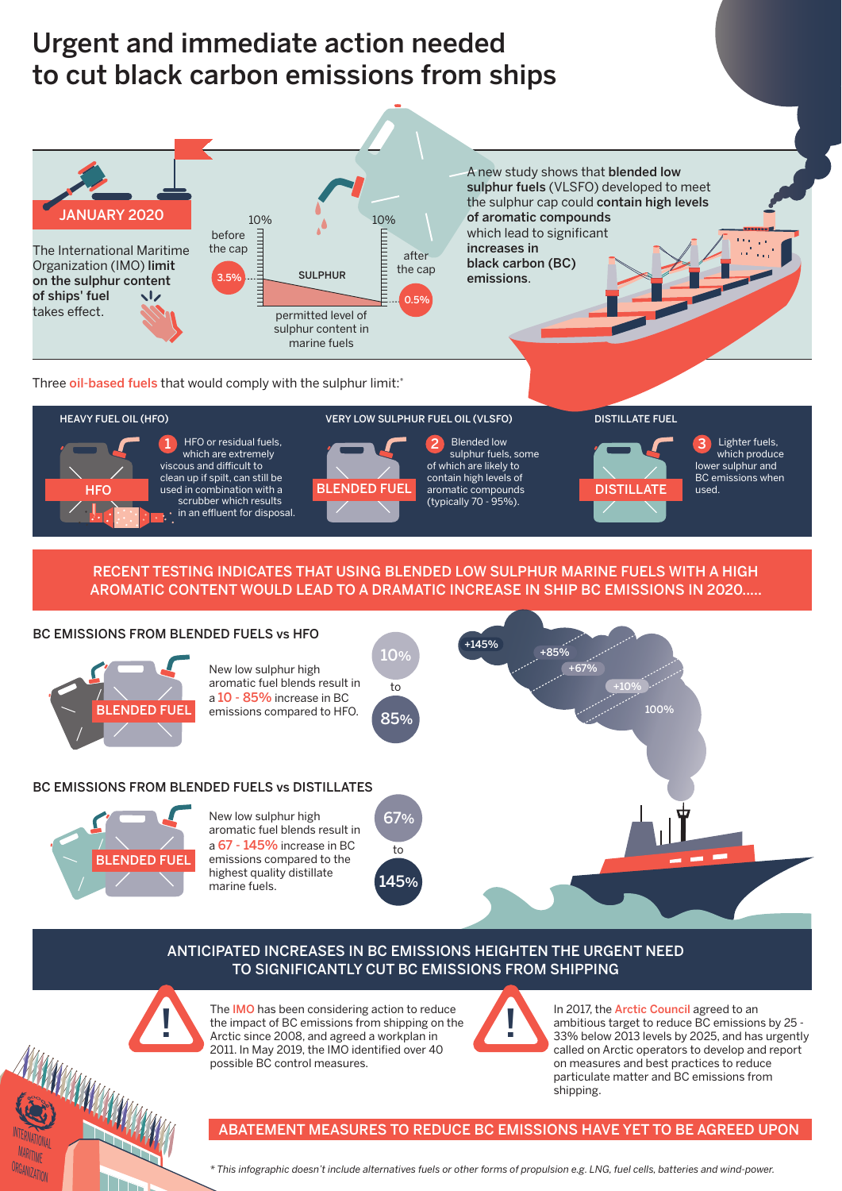# Urgent and immediate action needed to cut black carbon emissions from ships

**JANUARY 2020**

The International Maritime Organization (IMO) **limit on the sulphur content of ships' fuel** takes effect.

SULPHUR — permitted level of sulphur content in marine fuels

- before the cap: 3.5%
- after the cap: 0.5%

A new study shows that **blended low sulphur fuels** (VLSFO) developed to meet the sulphur cap could **contain high levels of aromatic compounds** which lead to significant **increases in black carbon (BC) emissions**.

Three oil-based fuels that would comply with the sulphur limit:*

## HEAVY FUEL OIL (HFO)

1. HFO or residual fuels, which are extremely viscous and difficult to clean up if spilt, can still be used in combination with a scrubber which results in an effluent for disposal.

## VERY LOW SULPHUR FUEL OIL (VLSFO)

2. Blended low sulphur fuels, some of which are likely to contain high levels of aromatic compounds (typically 70 - 95%).

## DISTILLATE FUEL

3. Lighter fuels, which produce lower sulphur and BC emissions when used.

## RECENT TESTING INDICATES THAT USING BLENDED LOW SULPHUR MARINE FUELS WITH A HIGH AROMATIC CONTENT WOULD LEAD TO A DRAMATIC INCREASE IN SHIP BC EMISSIONS IN 2020.....

### BC EMISSIONS FROM BLENDED FUELS vs HFO

New low sulphur high aromatic fuel blends result in a 10 - 85% increase in BC emissions compared to HFO.

10% to 85%

### BC EMISSIONS FROM BLENDED FUELS vs DISTILLATES

New low sulphur high aromatic fuel blends result in a 67 - 145% increase in BC emissions compared to the highest quality distillate marine fuels.

67% to 145%

+145% · +85% · +67% · +10% · 100%

## ANTICIPATED INCREASES IN BC EMISSIONS HEIGHTEN THE URGENT NEED TO SIGNIFICANTLY CUT BC EMISSIONS FROM SHIPPING

The IMO has been considering action to reduce the impact of BC emissions from shipping on the Arctic since 2008, and agreed a workplan in 2011. In May 2019, the IMO identified over 40 possible BC control measures.

In 2017, the Arctic Council agreed to an ambitious target to reduce BC emissions by 25 - 33% below 2013 levels by 2025, and has urgently called on Arctic operators to develop and report on measures and best practices to reduce particulate matter and BC emissions from shipping.

## ABATEMENT MEASURES TO REDUCE BC EMISSIONS HAVE YET TO BE AGREED UPON

*\* This infographic doesn't include alternatives fuels or other forms of propulsion e.g. LNG, fuel cells, batteries and wind-power.*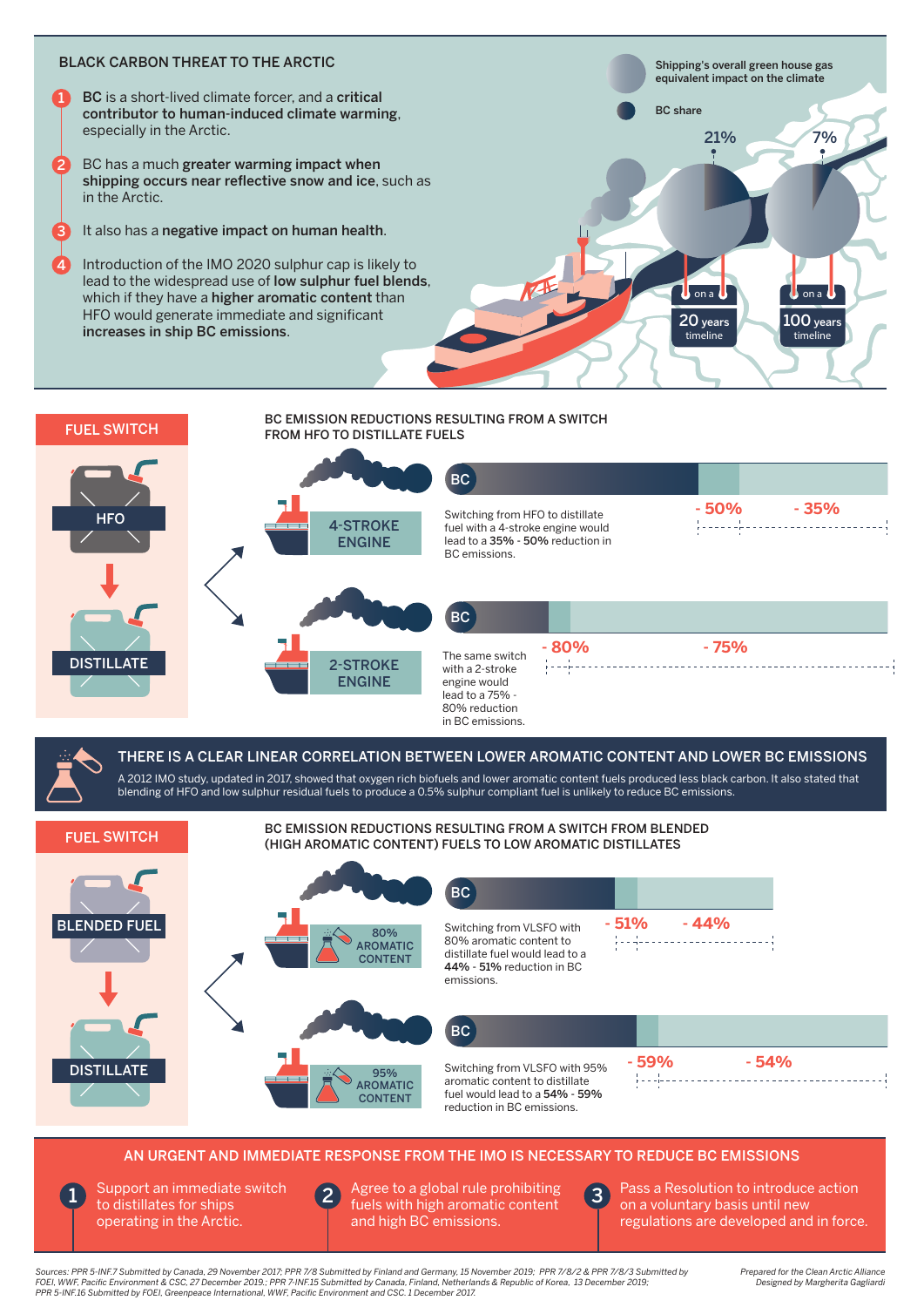## BLACK CARBON THREAT TO THE ARCTIC

1. **BC** is a short-lived climate forcer, and a **critical contributor to human-induced climate warming**, especially in the Arctic.
2. BC has a much **greater warming impact when shipping occurs near reflective snow and ice**, such as in the Arctic.
3. It also has a **negative impact on human health**.
4. Introduction of the IMO 2020 sulphur cap is likely to lead to the widespread use of **low sulphur fuel blends**, which if they have a **higher aromatic content** than HFO would generate immediate and significant **increases in ship BC emissions**.

Shipping's overall green house gas equivalent impact on the climate

BC share

21%

on a **20 years** timeline

7%

on a **100 years** timeline

## FUEL SWITCH

HFO

DISTILLATE

### BC EMISSION REDUCTIONS RESULTING FROM A SWITCH FROM HFO TO DISTILLATE FUELS

4-STROKE ENGINE

BC

Switching from HFO to distillate fuel with a 4-stroke engine would lead to a **35% - 50%** reduction in BC emissions.

- 50%  - 35%

2-STROKE ENGINE

BC

The same switch with a 2-stroke engine would lead to a 75% - 80% reduction in BC emissions.

- 80%  - 75%

## THERE IS A CLEAR LINEAR CORRELATION BETWEEN LOWER AROMATIC CONTENT AND LOWER BC EMISSIONS

A 2012 IMO study, updated in 2017, showed that oxygen rich biofuels and lower aromatic content fuels produced less black carbon. It also stated that blending of HFO and low sulphur residual fuels to produce a 0.5% sulphur compliant fuel is unlikely to reduce BC emissions.

## FUEL SWITCH

BLENDED FUEL

DISTILLATE

### BC EMISSION REDUCTIONS RESULTING FROM A SWITCH FROM BLENDED (HIGH AROMATIC CONTENT) FUELS TO LOW AROMATIC DISTILLATES

80% AROMATIC CONTENT

BC

Switching from VLSFO with 80% aromatic content to distillate fuel would lead to a **44% - 51%** reduction in BC emissions.

- 51%  - 44%

95% AROMATIC CONTENT

BC

Switching from VLSFO with 95% aromatic content to distillate fuel would lead to a **54% - 59%** reduction in BC emissions.

- 59%  - 54%

## AN URGENT AND IMMEDIATE RESPONSE FROM THE IMO IS NECESSARY TO REDUCE BC EMISSIONS

1. Support an immediate switch to distillates for ships operating in the Arctic.
2. Agree to a global rule prohibiting fuels with high aromatic content and high BC emissions.
3. Pass a Resolution to introduce action on a voluntary basis until new regulations are developed and in force.

*Sources: PPR 5-INF.7 Submitted by Canada, 29 November 2017; PPR 7/8 Submitted by Finland and Germany, 15 November 2019; PPR 7/8/2 & PPR 7/8/3 Submitted by FOEI, WWF, Pacific Environment & CSC, 27 December 2019.; PPR 7-INF.15 Submitted by Canada, Finland, Netherlands & Republic of Korea, 13 December 2019; PPR 5-INF.16 Submitted by FOEI, Greenpeace International, WWF, Pacific Environment and CSC. 1 December 2017.*

*Prepared for the Clean Arctic Alliance*
*Designed by Margherita Gagliardi*